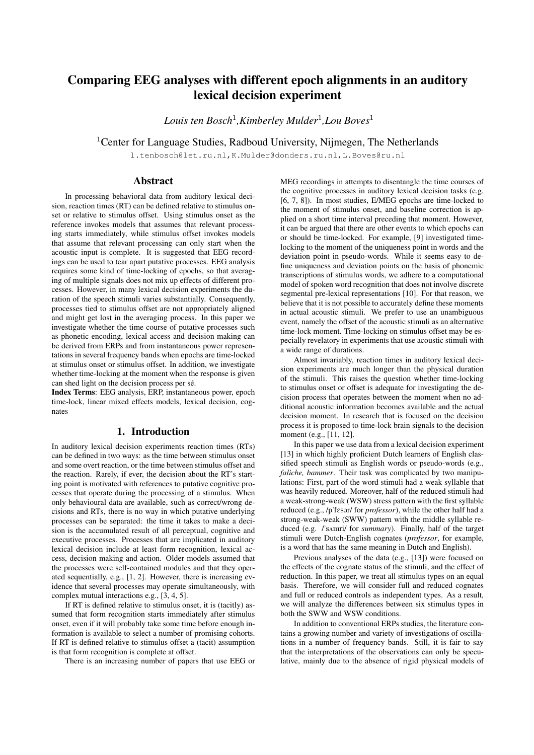# Comparing EEG analyses with different epoch alignments in an auditory lexical decision experiment

*Louis ten Bosch*[1], *Kimberley Mulder*[1], *Lou Boves*[1]

[1]Center for Language Studies, Radboud University, Nijmegen, The Netherlands

l.tenbosch@let.ru.nl, K.Mulder@donders.ru.nl, L.Boves@ru.nl

## Abstract

In processing behavioral data from auditory lexical decision, reaction times (RT) can be defined relative to stimulus onset or relative to stimulus offset. Using stimulus onset as the reference invokes models that assumes that relevant processing starts immediately, while stimulus offset invokes models that assume that relevant processing can only start when the acoustic input is complete. It is suggested that EEG recordings can be used to tear apart putative processes. EEG analysis requires some kind of time-locking of epochs, so that averaging of multiple signals does not mix up effects of different processes. However, in many lexical decision experiments the duration of the speech stimuli varies substantially. Consequently, processes tied to stimulus offset are not appropriately aligned and might get lost in the averaging process. In this paper we investigate whether the time course of putative processes such as phonetic encoding, lexical access and decision making can be derived from ERPs and from instantaneous power representations in several frequency bands when epochs are time-locked at stimulus onset or stimulus offset. In addition, we investigate whether time-locking at the moment when the response is given can shed light on the decision process per sé.

**Index Terms**: EEG analysis, ERP, instantaneous power, epoch time-lock, linear mixed effects models, lexical decision, cognates

## 1. Introduction

In auditory lexical decision experiments reaction times (RTs) can be defined in two ways: as the time between stimulus onset and some overt reaction, or the time between stimulus offset and the reaction. Rarely, if ever, the decision about the RT's starting point is motivated with references to putative cognitive processes that operate during the processing of a stimulus. When only behavioural data are available, such as correct/wrong decisions and RTs, there is no way in which putative underlying processes can be separated: the time it takes to make a decision is the accumulated result of all perceptual, cognitive and executive processes. Processes that are implicated in auditory lexical decision include at least form recognition, lexical access, decision making and action. Older models assumed that the processes were self-contained modules and that they operated sequentially, e.g., [1, 2]. However, there is increasing evidence that several processes may operate simultaneously, with complex mutual interactions e.g., [3, 4, 5].

If RT is defined relative to stimulus onset, it is (tacitly) assumed that form recognition starts immediately after stimulus onset, even if it will probably take some time before enough information is available to select a number of promising cohorts. If RT is defined relative to stimulus offset a (tacit) assumption is that form recognition is complete at offset.

There is an increasing number of papers that use EEG or MEG recordings in attempts to disentangle the time courses of the cognitive processes in auditory lexical decision tasks (e.g. [6, 7, 8]). In most studies, E/MEG epochs are time-locked to the moment of stimulus onset, and baseline correction is applied on a short time interval preceding that moment. However, it can be argued that there are other events to which epochs can or should be time-locked. For example, [9] investigated time-locking to the moment of the uniqueness point in words and the deviation point in pseudo-words. While it seems easy to define uniqueness and deviation points on the basis of phonemic transcriptions of stimulus words, we adhere to a computational model of spoken word recognition that does not involve discrete segmental pre-lexical representations [10]. For that reason, we believe that it is not possible to accurately define these moments in actual acoustic stimuli. We prefer to use an unambiguous event, namely the offset of the acoustic stimuli as an alternative time-lock moment. Time-locking on stimulus offset may be especially revelatory in experiments that use acoustic stimuli with a wide range of durations.

Almost invariably, reaction times in auditory lexical decision experiments are much longer than the physical duration of the stimuli. This raises the question whether time-locking to stimulus onset or offset is adequate for investigating the decision process that operates between the moment when no additional acoustic information becomes available and the actual decision moment. In research that is focused on the decision process it is proposed to time-lock brain signals to the decision moment (e.g., [11, 12].

In this paper we use data from a lexical decision experiment [13] in which highly proficient Dutch learners of English classified speech stimuli as English words or pseudo-words (e.g., *faliche, bammer*. Their task was complicated by two manipulations: First, part of the word stimuli had a weak syllable that was heavily reduced. Moreover, half of the reduced stimuli had a weak-strong-weak (WSW) stress pattern with the first syllable reduced (e.g., /pˈfɛsər/ for *professor*), while the other half had a strong-weak-weak (SWW) pattern with the middle syllable reduced (e.g. /ˈsʌmri/ for *summary*). Finally, half of the target stimuli were Dutch-English cognates (*professor*, for example, is a word that has the same meaning in Dutch and English).

Previous analyses of the data (e.g., [13]) were focused on the effects of the cognate status of the stimuli, and the effect of reduction. In this paper, we treat all stimulus types on an equal basis. Therefore, we will consider full and reduced cognates and full or reduced controls as independent types. As a result, we will analyze the differences between six stimulus types in both the SWW and WSW conditions.

In addition to conventional ERPs studies, the literature contains a growing number and variety of investigations of oscillations in a number of frequency bands. Still, it is fair to say that the interpretations of the observations can only be speculative, mainly due to the absence of rigid physical models of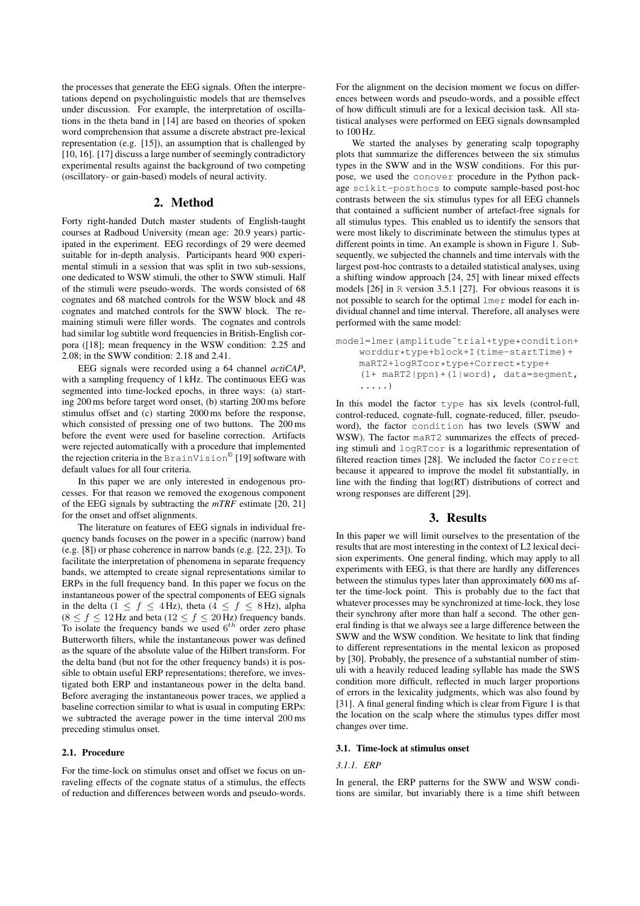the processes that generate the EEG signals. Often the interpretations depend on psycholinguistic models that are themselves under discussion. For example, the interpretation of oscillations in the theta band in [14] are based on theories of spoken word comprehension that assume a discrete abstract pre-lexical representation (e.g. [15]), an assumption that is challenged by [10, 16]. [17] discuss a large number of seemingly contradictory experimental results against the background of two competing (oscillatory- or gain-based) models of neural activity.

## 2. Method

Forty right-handed Dutch master students of English-taught courses at Radboud University (mean age: 20.9 years) participated in the experiment. EEG recordings of 29 were deemed suitable for in-depth analysis. Participants heard 900 experimental stimuli in a session that was split in two sub-sessions, one dedicated to WSW stimuli, the other to SWW stimuli. Half of the stimuli were pseudo-words. The words consisted of 68 cognates and 68 matched controls for the WSW block and 48 cognates and matched controls for the SWW block. The remaining stimuli were filler words. The cognates and controls had similar log subtitle word frequencies in British-English corpora ([18]; mean frequency in the WSW condition: 2.25 and 2.08; in the SWW condition: 2.18 and 2.41.

EEG signals were recorded using a 64 channel *actiCAP*, with a sampling frequency of 1 kHz. The continuous EEG was segmented into time-locked epochs, in three ways: (a) starting 200 ms before target word onset, (b) starting 200 ms before stimulus offset and (c) starting 2000 ms before the response, which consisted of pressing one of two buttons. The 200 ms before the event were used for baseline correction. Artifacts were rejected automatically with a procedure that implemented the rejection criteria in the `BrainVision`© [19] software with default values for all four criteria.

In this paper we are only interested in endogenous processes. For that reason we removed the exogenous component of the EEG signals by subtracting the *mTRF* estimate [20, 21] for the onset and offset alignments.

The literature on features of EEG signals in individual frequency bands focuses on the power in a specific (narrow) band (e.g. [8]) or phase coherence in narrow bands (e.g. [22, 23]). To facilitate the interpretation of phenomena in separate frequency bands, we attempted to create signal representations similar to ERPs in the full frequency band. In this paper we focus on the instantaneous power of the spectral components of EEG signals in the delta ($1 \leq f \leq 4$ Hz), theta ($4 \leq f \leq 8$ Hz), alpha ($8 \leq f \leq 12$ Hz and beta ($12 \leq f \leq 20$ Hz) frequency bands. To isolate the frequency bands we used $6^{th}$ order zero phase Butterworth filters, while the instantaneous power was defined as the square of the absolute value of the Hilbert transform. For the delta band (but not for the other frequency bands) it is possible to obtain useful ERP representations; therefore, we investigated both ERP and instantaneous power in the delta band. Before averaging the instantaneous power traces, we applied a baseline correction similar to what is usual in computing ERPs: we subtracted the average power in the time interval 200 ms preceding stimulus onset.

### 2.1. Procedure

For the time-lock on stimulus onset and offset we focus on unraveling effects of the cognate status of a stimulus, the effects of reduction and differences between words and pseudo-words. For the alignment on the decision moment we focus on differences between words and pseudo-words, and a possible effect of how difficult stimuli are for a lexical decision task. All statistical analyses were performed on EEG signals downsampled to 100 Hz.

We started the analyses by generating scalp topography plots that summarize the differences between the six stimulus types in the SWW and in the WSW conditions. For this purpose, we used the `conover` procedure in the Python package `scikit-posthocs` to compute sample-based post-hoc contrasts between the six stimulus types for all EEG channels that contained a sufficient number of artefact-free signals for all stimulus types. This enabled us to identify the sensors that were most likely to discriminate between the stimulus types at different points in time. An example is shown in Figure 1. Subsequently, we subjected the channels and time intervals with the largest post-hoc contrasts to a detailed statistical analyses, using a shifting window approach [24, 25] with linear mixed effects models [26] in `R` version 3.5.1 [27]. For obvious reasons it is not possible to search for the optimal `lmer` model for each individual channel and time interval. Therefore, all analyses were performed with the same model:

```
model=lmer(amplitude~trial+type*condition+
    worddur*type+block+I(time-startTime)+
    maRT2+logRTcor*type+Correct*type+
    (1+ maRT2|ppn)+(1|word), data=segment,
    .....)
```

In this model the factor `type` has six levels (control-full, control-reduced, cognate-full, cognate-reduced, filler, pseudo-word), the factor `condition` has two levels (SWW and WSW). The factor `maRT2` summarizes the effects of preceding stimuli and `logRTcor` is a logarithmic representation of filtered reaction times [28]. We included the factor `Correct` because it appeared to improve the model fit substantially, in line with the finding that log(RT) distributions of correct and wrong responses are different [29].

## 3. Results

In this paper we will limit ourselves to the presentation of the results that are most interesting in the context of L2 lexical decision experiments. One general finding, which may apply to all experiments with EEG, is that there are hardly any differences between the stimulus types later than approximately 600 ms after the time-lock point. This is probably due to the fact that whatever processes may be synchronized at time-lock, they lose their synchrony after more than half a second. The other general finding is that we always see a large difference between the SWW and the WSW condition. We hesitate to link that finding to different representations in the mental lexicon as proposed by [30]. Probably, the presence of a substantial number of stimuli with a heavily reduced leading syllable has made the SWS condition more difficult, reflected in much larger proportions of errors in the lexicality judgments, which was also found by [31]. A final general finding which is clear from Figure 1 is that the location on the scalp where the stimulus types differ most changes over time.

### 3.1. Time-lock at stimulus onset

#### *3.1.1. ERP*

In general, the ERP patterns for the SWW and WSW conditions are similar, but invariably there is a time shift between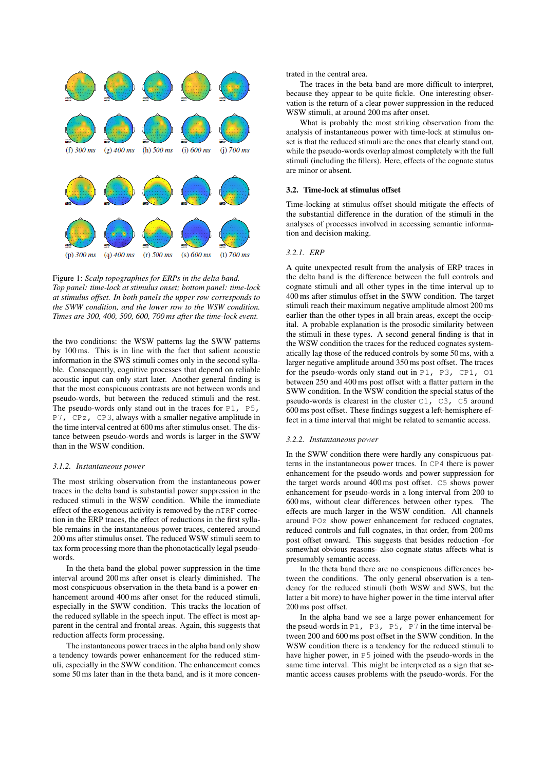(f) *300 ms* (g) *400 ms* (h) *500 ms* (i) *600 ms* (j) *700 ms*

(p) *300 ms* (q) *400 ms* (r) *500 ms* (s) *600 ms* (t) *700 ms*

Figure 1: *Scalp topographies for ERPs in the delta band. Top panel: time-lock at stimulus onset; bottom panel: time-lock at stimulus offset. In both panels the upper row corresponds to the SWW condition, and the lower row to the WSW condition. Times are 300, 400, 500, 600, 700 ms after the time-lock event.*

the two conditions: the WSW patterns lag the SWW patterns by 100 ms. This is in line with the fact that salient acoustic information in the SWS stimuli comes only in the second syllable. Consequently, cognitive processes that depend on reliable acoustic input can only start later. Another general finding is that the most conspicuous contrasts are not between words and pseudo-words, but between the reduced stimuli and the rest. The pseudo-words only stand out in the traces for `P1, P5, P7, CPz, CP3`, always with a smaller negative amplitude in the time interval centred at 600 ms after stimulus onset. The distance between pseudo-words and words is larger in the SWW than in the WSW condition.

#### 3.1.2. Instantaneous power

The most striking observation from the instantaneous power traces in the delta band is substantial power suppression in the reduced stimuli in the WSW condition. While the immediate effect of the exogenous activity is removed by the `mTRF` correction in the ERP traces, the effect of reductions in the first syllable remains in the instantaneous power traces, centered around 200 ms after stimulus onset. The reduced WSW stimuli seem to tax form processing more than the phonotactically legal pseudo-words.

In the theta band the global power suppression in the time interval around 200 ms after onset is clearly diminished. The most conspicuous observation in the theta band is a power enhancement around 400 ms after onset for the reduced stimuli, especially in the SWW condition. This tracks the location of the reduced syllable in the speech input. The effect is most apparent in the central and frontal areas. Again, this suggests that reduction affects form processing.

The instantaneous power traces in the alpha band only show a tendency towards power enhancement for the reduced stimuli, especially in the SWW condition. The enhancement comes some 50 ms later than in the theta band, and is it more concentrated in the central area.

The traces in the beta band are more difficult to interpret, because they appear to be quite fickle. One interesting observation is the return of a clear power suppression in the reduced WSW stimuli, at around 200 ms after onset.

What is probably the most striking observation from the analysis of instantaneous power with time-lock at stimulus onset is that the reduced stimuli are the ones that clearly stand out, while the pseudo-words overlap almost completely with the full stimuli (including the fillers). Here, effects of the cognate status are minor or absent.

### 3.2. Time-lock at stimulus offset

Time-locking at stimulus offset should mitigate the effects of the substantial difference in the duration of the stimuli in the analyses of processes involved in accessing semantic information and decision making.

#### 3.2.1. ERP

A quite unexpected result from the analysis of ERP traces in the delta band is the difference between the full controls and cognate stimuli and all other types in the time interval up to 400 ms after stimulus offset in the SWW condition. The target stimuli reach their maximum negative amplitude almost 200 ms earlier than the other types in all brain areas, except the occipital. A probable explanation is the prosodic similarity between the stimuli in these types. A second general finding is that in the WSW condition the traces for the reduced cognates systematically lag those of the reduced controls by some 50 ms, with a larger negative amplitude around 350 ms post offset. The traces for the pseudo-words only stand out in `P1, P3, CP1, O1` between 250 and 400 ms post offset with a flatter pattern in the SWW condition. In the WSW condition the special status of the pseudo-words is clearest in the cluster `C1, C3, C5` around 600 ms post offset. These findings suggest a left-hemisphere effect in a time interval that might be related to semantic access.

#### 3.2.2. Instantaneous power

In the SWW condition there were hardly any conspicuous patterns in the instantaneous power traces. In `CP4` there is power enhancement for the pseudo-words and power suppression for the target words around 400 ms post offset. `C5` shows power enhancement for pseudo-words in a long interval from 200 to 600 ms, without clear differences between other types. The effects are much larger in the WSW condition. All channels around `POz` show power enhancement for reduced cognates, reduced controls and full cognates, in that order, from 200 ms post offset onward. This suggests that besides reduction -for somewhat obvious reasons- also cognate status affects what is presumably semantic access.

In the theta band there are no conspicuous differences between the conditions. The only general observation is a tendency for the reduced stimuli (both WSW and SWS, but the latter a bit more) to have higher power in the time interval after 200 ms post offset.

In the alpha band we see a large power enhancement for the pseud-words in `P1, P3, P5, P7` in the time interval between 200 and 600 ms post offset in the SWW condition. In the WSW condition there is a tendency for the reduced stimuli to have higher power, in `P5` joined with the pseudo-words in the same time interval. This might be interpreted as a sign that semantic access causes problems with the pseudo-words. For the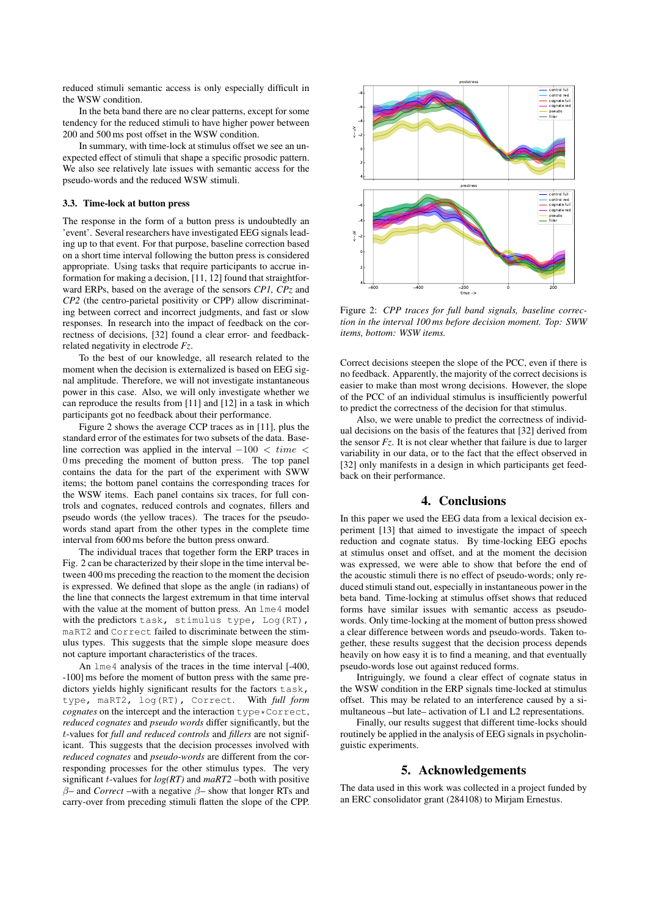reduced stimuli semantic access is only especially difficult in the WSW condition.

In the beta band there are no clear patterns, except for some tendency for the reduced stimuli to have higher power between 200 and 500 ms post offset in the WSW condition.

In summary, with time-lock at stimulus offset we see an unexpected effect of stimuli that shape a specific prosodic pattern. We also see relatively late issues with semantic access for the pseudo-words and the reduced WSW stimuli.

### 3.3. Time-lock at button press

The response in the form of a button press is undoubtedly an 'event'. Several researchers have investigated EEG signals leading up to that event. For that purpose, baseline correction based on a short time interval following the button press is considered appropriate. Using tasks that require participants to accrue information for making a decision, [11, 12] found that straightforward ERPs, based on the average of the sensors *CP1, CPz* and *CP2* (the centro-parietal positivity or CPP) allow discriminating between correct and incorrect judgments, and fast or slow responses. In research into the impact of feedback on the correctness of decisions, [32] found a clear error- and feedback-related negativity in electrode *Fz*.

To the best of our knowledge, all research related to the moment when the decision is externalized is based on EEG signal amplitude. Therefore, we will not investigate instantaneous power in this case. Also, we will only investigate whether we can reproduce the results from [11] and [12] in a task in which participants got no feedback about their performance.

Figure 2 shows the average CCP traces as in [11], plus the standard error of the estimates for two subsets of the data. Baseline correction was applied in the interval $-100 < time < 0$ ms preceding the moment of button press. The top panel contains the data for the part of the experiment with SWW items; the bottom panel contains the corresponding traces for the WSW items. Each panel contains six traces, for full controls and cognates, reduced controls and cognates, fillers and pseudo words (the yellow traces). The traces for the pseudo-words stand apart from the other types in the complete time interval from 600 ms before the button press onward.

The individual traces that together form the ERP traces in Fig. 2 can be characterized by their slope in the time interval between 400 ms preceding the reaction to the moment the decision is expressed. We defined that slope as the angle (in radians) of the line that connects the largest extremum in that time interval with the value at the moment of button press. An `lme4` model with the predictors `task`, `stimulus type`, `Log(RT)`, `maRT2` and `Correct` failed to discriminate between the stimulus types. This suggests that the simple slope measure does not capture important characteristics of the traces.

An `lme4` analysis of the traces in the time interval [-400, -100] ms before the moment of button press with the same predictors yields highly significant results for the factors `task`, `type`, `maRT2`, `log(RT)`, `Correct`. With *full form cognates* on the intercept and the interaction `type*Correct`, *reduced cognates* and *pseudo words* differ significantly, but the $t$-values for *full and reduced controls* and *fillers* are not significant. This suggests that the decision processes involved with *reduced cognates* and *pseudo-words* are different from the corresponding processes for the other stimulus types. The very significant $t$-values for *log(RT)* and *maRT2* –both with positive $\beta$– and *Correct* –with a negative $\beta$– show that longer RTs and carry-over from preceding stimuli flatten the slope of the CPP.

Figure 2: *CPP traces for full band signals, baseline correction in the interval 100 ms before decision moment. Top: SWW items, bottom: WSW items.*

Correct decisions steepen the slope of the PCC, even if there is no feedback. Apparently, the majority of the correct decisions is easier to make than most wrong decisions. However, the slope of the PCC of an individual stimulus is insufficiently powerful to predict the correctness of the decision for that stimulus.

Also, we were unable to predict the correctness of individual decisions on the basis of the features that [32] derived from the sensor *Fz*. It is not clear whether that failure is due to larger variability in our data, or to the fact that the effect observed in [32] only manifests in a design in which participants get feedback on their performance.

## 4. Conclusions

In this paper we used the EEG data from a lexical decision experiment [13] that aimed to investigate the impact of speech reduction and cognate status. By time-locking EEG epochs at stimulus onset and offset, and at the moment when the decision was expressed, we were able to show that before the end of the acoustic stimuli there is no effect of pseudo-words; only reduced stimuli stand out, especially in instantaneous power in the beta band. Time-locking at stimulus offset shows that reduced forms have similar issues with semantic access as pseudo-words. Only time-locking at the moment of button press showed a clear difference between words and pseudo-words. Taken together, these results suggest that the decision process depends heavily on how easy it is to find a meaning, and that eventually pseudo-words lose out against reduced forms.

Intriguingly, we found a clear effect of cognate status in the WSW condition in the ERP signals time-locked at stimulus offset. This may be related to an interference caused by a simultaneous –but late– activation of L1 and L2 representations.

Finally, our results suggest that different time-locks should routinely be applied in the analysis of EEG signals in psycholinguistic experiments.

## 5. Acknowledgements

The data used in this work was collected in a project funded by an ERC consolidator grant (284108) to Mirjam Ernestus.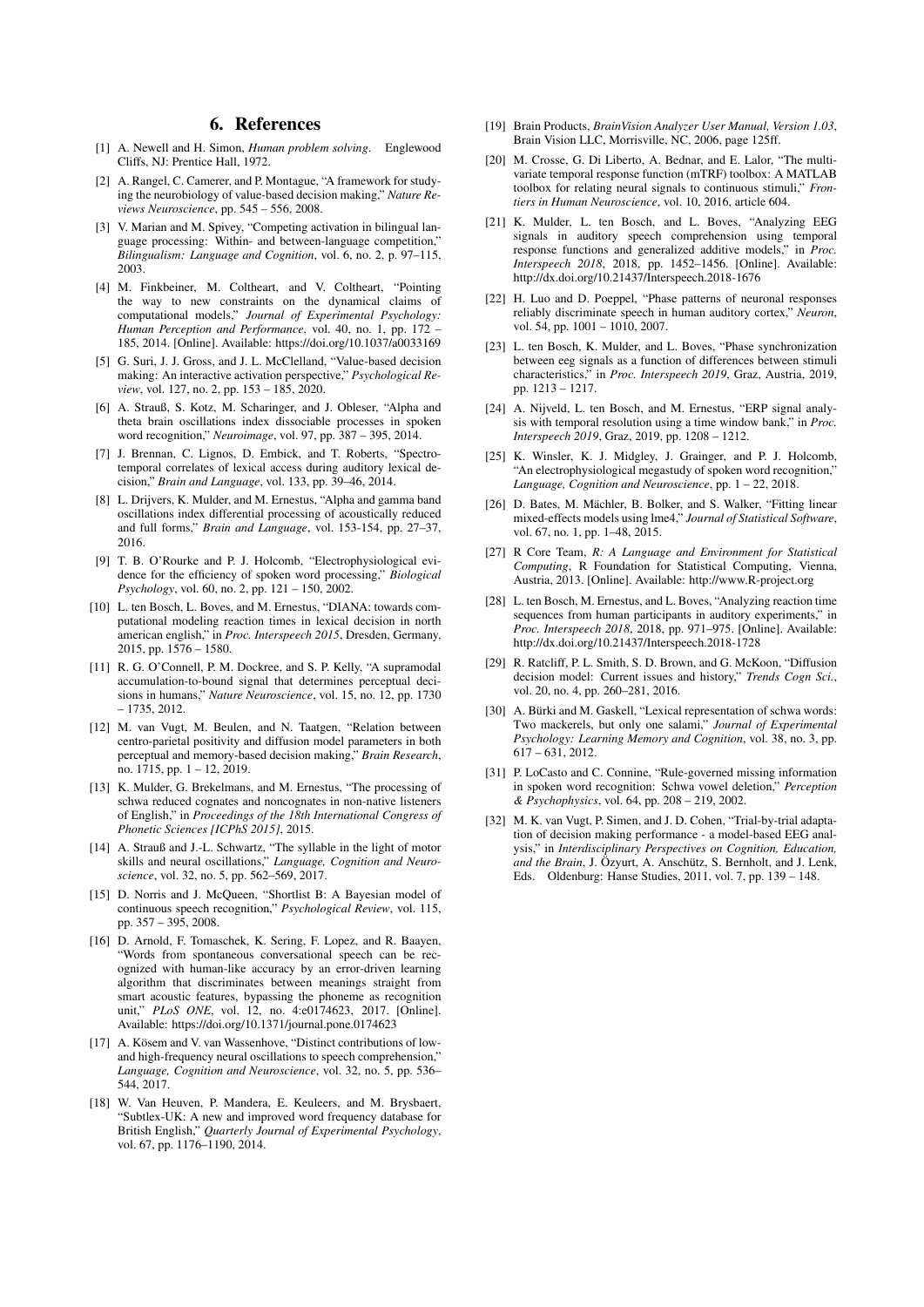## 6. References

[1] A. Newell and H. Simon, *Human problem solving*. Englewood Cliffs, NJ: Prentice Hall, 1972.

[2] A. Rangel, C. Camerer, and P. Montague, "A framework for studying the neurobiology of value-based decision making," *Nature Reviews Neuroscience*, pp. 545 – 556, 2008.

[3] V. Marian and M. Spivey, "Competing activation in bilingual language processing: Within- and between-language competition," *Bilingualism: Language and Cognition*, vol. 6, no. 2, p. 97–115, 2003.

[4] M. Finkbeiner, M. Coltheart, and V. Coltheart, "Pointing the way to new constraints on the dynamical claims of computational models," *Journal of Experimental Psychology: Human Perception and Performance*, vol. 40, no. 1, pp. 172 – 185, 2014. [Online]. Available: https://doi.org/10.1037/a0033169

[5] G. Suri, J. J. Gross, and J. L. McClelland, "Value-based decision making: An interactive activation perspective," *Psychological Review*, vol. 127, no. 2, pp. 153 – 185, 2020.

[6] A. Strauß, S. Kotz, M. Scharinger, and J. Obleser, "Alpha and theta brain oscillations index dissociable processes in spoken word recognition," *Neuroimage*, vol. 97, pp. 387 – 395, 2014.

[7] J. Brennan, C. Lignos, D. Embick, and T. Roberts, "Spectro-temporal correlates of lexical access during auditory lexical decision," *Brain and Language*, vol. 133, pp. 39–46, 2014.

[8] L. Drijvers, K. Mulder, and M. Ernestus, "Alpha and gamma band oscillations index differential processing of acoustically reduced and full forms," *Brain and Language*, vol. 153-154, pp. 27–37, 2016.

[9] T. B. O'Rourke and P. J. Holcomb, "Electrophysiological evidence for the efficiency of spoken word processing," *Biological Psychology*, vol. 60, no. 2, pp. 121 – 150, 2002.

[10] L. ten Bosch, L. Boves, and M. Ernestus, "DIANA: towards computational modeling reaction times in lexical decision in north american english," in *Proc. Interspeech 2015*, Dresden, Germany, 2015, pp. 1576 – 1580.

[11] R. G. O'Connell, P. M. Dockree, and S. P. Kelly, "A supramodal accumulation-to-bound signal that determines perceptual decisions in humans," *Nature Neuroscience*, vol. 15, no. 12, pp. 1730 – 1735, 2012.

[12] M. van Vugt, M. Beulen, and N. Taatgen, "Relation between centro-parietal positivity and diffusion model parameters in both perceptual and memory-based decision making," *Brain Research*, no. 1715, pp. 1 – 12, 2019.

[13] K. Mulder, G. Brekelmans, and M. Ernestus, "The processing of schwa reduced cognates and noncognates in non-native listeners of English," in *Proceedings of the 18th International Congress of Phonetic Sciences [ICPhS 2015]*, 2015.

[14] A. Strauß and J.-L. Schwartz, "The syllable in the light of motor skills and neural oscillations," *Language, Cognition and Neuroscience*, vol. 32, no. 5, pp. 562–569, 2017.

[15] D. Norris and J. McQueen, "Shortlist B: A Bayesian model of continuous speech recognition," *Psychological Review*, vol. 115, pp. 357 – 395, 2008.

[16] D. Arnold, F. Tomaschek, K. Sering, F. Lopez, and R. Baayen, "Words from spontaneous conversational speech can be recognized with human-like accuracy by an error-driven learning algorithm that discriminates between meanings straight from smart acoustic features, bypassing the phoneme as recognition unit," *PLoS ONE*, vol. 12, no. 4:e0174623, 2017. [Online]. Available: https://doi.org/10.1371/journal.pone.0174623

[17] A. Kösem and V. van Wassenhove, "Distinct contributions of low- and high-frequency neural oscillations to speech comprehension," *Language, Cognition and Neuroscience*, vol. 32, no. 5, pp. 536–544, 2017.

[18] W. Van Heuven, P. Mandera, E. Keuleers, and M. Brysbaert, "Subtlex-UK: A new and improved word frequency database for British English," *Quarterly Journal of Experimental Psychology*, vol. 67, pp. 1176–1190, 2014.

[19] Brain Products, *BrainVision Analyzer User Manual, Version 1.03*, Brain Vision LLC, Morrisville, NC, 2006, page 125ff.

[20] M. Crosse, G. Di Liberto, A. Bednar, and E. Lalor, "The multivariate temporal response function (mTRF) toolbox: A MATLAB toolbox for relating neural signals to continuous stimuli," *Frontiers in Human Neuroscience*, vol. 10, 2016, article 604.

[21] K. Mulder, L. ten Bosch, and L. Boves, "Analyzing EEG signals in auditory speech comprehension using temporal response functions and generalized additive models," in *Proc. Interspeech 2018*, 2018, pp. 1452–1456. [Online]. Available: http://dx.doi.org/10.21437/Interspeech.2018-1676

[22] H. Luo and D. Poeppel, "Phase patterns of neuronal responses reliably discriminate speech in human auditory cortex," *Neuron*, vol. 54, pp. 1001 – 1010, 2007.

[23] L. ten Bosch, K. Mulder, and L. Boves, "Phase synchronization between eeg signals as a function of differences between stimuli characteristics," in *Proc. Interspeech 2019*, Graz, Austria, 2019, pp. 1213 – 1217.

[24] A. Nijveld, L. ten Bosch, and M. Ernestus, "ERP signal analysis with temporal resolution using a time window bank," in *Proc. Interspeech 2019*, Graz, 2019, pp. 1208 – 1212.

[25] K. Winsler, K. J. Midgley, J. Grainger, and P. J. Holcomb, "An electrophysiological megastudy of spoken word recognition," *Language, Cognition and Neuroscience*, pp. 1 – 22, 2018.

[26] D. Bates, M. Mächler, B. Bolker, and S. Walker, "Fitting linear mixed-effects models using lme4," *Journal of Statistical Software*, vol. 67, no. 1, pp. 1–48, 2015.

[27] R Core Team, *R: A Language and Environment for Statistical Computing*, R Foundation for Statistical Computing, Vienna, Austria, 2013. [Online]. Available: http://www.R-project.org

[28] L. ten Bosch, M. Ernestus, and L. Boves, "Analyzing reaction time sequences from human participants in auditory experiments," in *Proc. Interspeech 2018*, 2018, pp. 971–975. [Online]. Available: http://dx.doi.org/10.21437/Interspeech.2018-1728

[29] R. Ratcliff, P. L. Smith, S. D. Brown, and G. McKoon, "Diffusion decision model: Current issues and history," *Trends Cogn Sci.*, vol. 20, no. 4, pp. 260–281, 2016.

[30] A. Bürki and M. Gaskell, "Lexical representation of schwa words: Two mackerels, but only one salami," *Journal of Experimental Psychology: Learning Memory and Cognition*, vol. 38, no. 3, pp. 617 – 631, 2012.

[31] P. LoCasto and C. Connine, "Rule-governed missing information in spoken word recognition: Schwa vowel deletion," *Perception & Psychophysics*, vol. 64, pp. 208 – 219, 2002.

[32] M. K. van Vugt, P. Simen, and J. D. Cohen, "Trial-by-trial adaptation of decision making performance - a model-based EEG analysis," in *Interdisciplinary Perspectives on Cognition, Education, and the Brain*, J. Özyurt, A. Anschütz, S. Bernholt, and J. Lenk, Eds. Oldenburg: Hanse Studies, 2011, vol. 7, pp. 139 – 148.